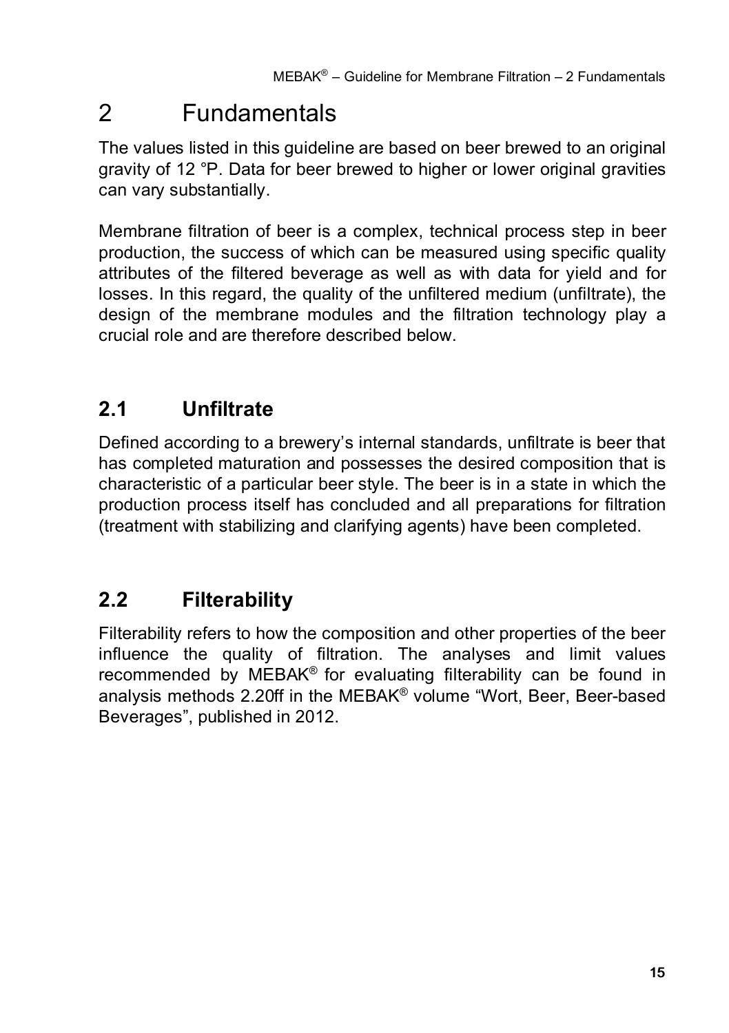# 2 Fundamentals

The values listed in this guideline are based on beer brewed to an original gravity of 12 °P. Data for beer brewed to higher or lower original gravities can vary substantially.

Membrane filtration of beer is a complex, technical process step in beer production, the success of which can be measured using specific quality attributes of the filtered beverage as well as with data for yield and for losses. In this regard, the quality of the unfiltered medium (unfiltrate), the design of the membrane modules and the filtration technology play a crucial role and are therefore described below.

## 2.1 Unfiltrate

Defined according to a brewery's internal standards, unfiltrate is beer that has completed maturation and possesses the desired composition that is characteristic of a particular beer style. The beer is in a state in which the production process itself has concluded and all preparations for filtration (treatment with stabilizing and clarifying agents) have been completed.

## 2.2 Filterability

Filterability refers to how the composition and other properties of the beer influence the quality of filtration. The analyses and limit values recommended by MEBAK® for evaluating filterability can be found in analysis methods 2.20ff in the MEBAK® volume "Wort, Beer, Beer-based Beverages", published in 2012.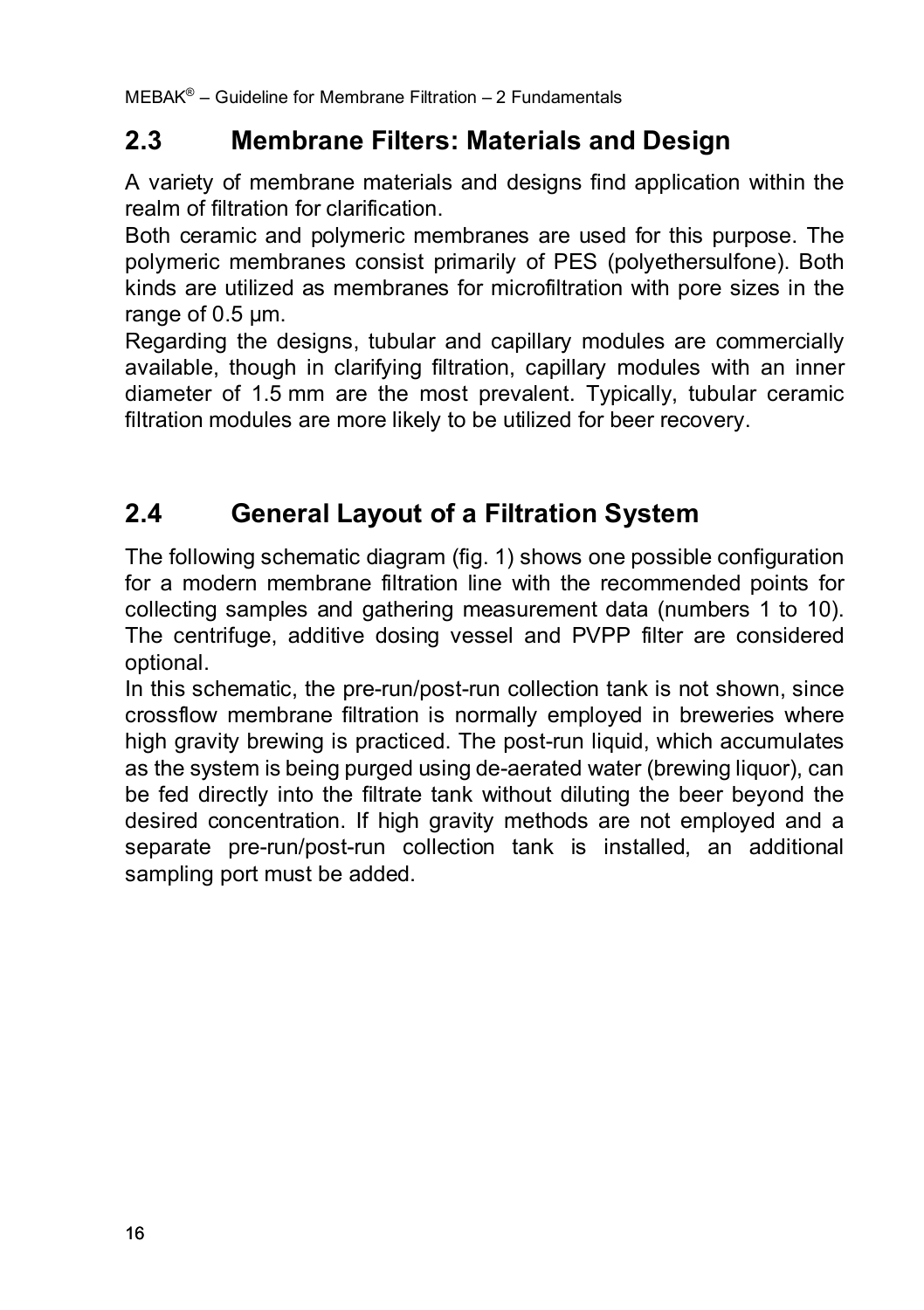## 2.3 Membrane Filters: Materials and Design

A variety of membrane materials and designs find application within the realm of filtration for clarification.

Both ceramic and polymeric membranes are used for this purpose. The polymeric membranes consist primarily of PES (polyethersulfone). Both kinds are utilized as membranes for microfiltration with pore sizes in the range of 0.5 µm.

Regarding the designs, tubular and capillary modules are commercially available, though in clarifying filtration, capillary modules with an inner diameter of 1.5 mm are the most prevalent. Typically, tubular ceramic filtration modules are more likely to be utilized for beer recovery.

## 2.4 General Layout of a Filtration System

The following schematic diagram (fig. 1) shows one possible configuration for a modern membrane filtration line with the recommended points for collecting samples and gathering measurement data (numbers 1 to 10). The centrifuge, additive dosing vessel and PVPP filter are considered optional.

In this schematic, the pre-run/post-run collection tank is not shown, since crossflow membrane filtration is normally employed in breweries where high gravity brewing is practiced. The post-run liquid, which accumulates as the system is being purged using de-aerated water (brewing liquor), can be fed directly into the filtrate tank without diluting the beer beyond the desired concentration. If high gravity methods are not employed and a separate pre-run/post-run collection tank is installed, an additional sampling port must be added.